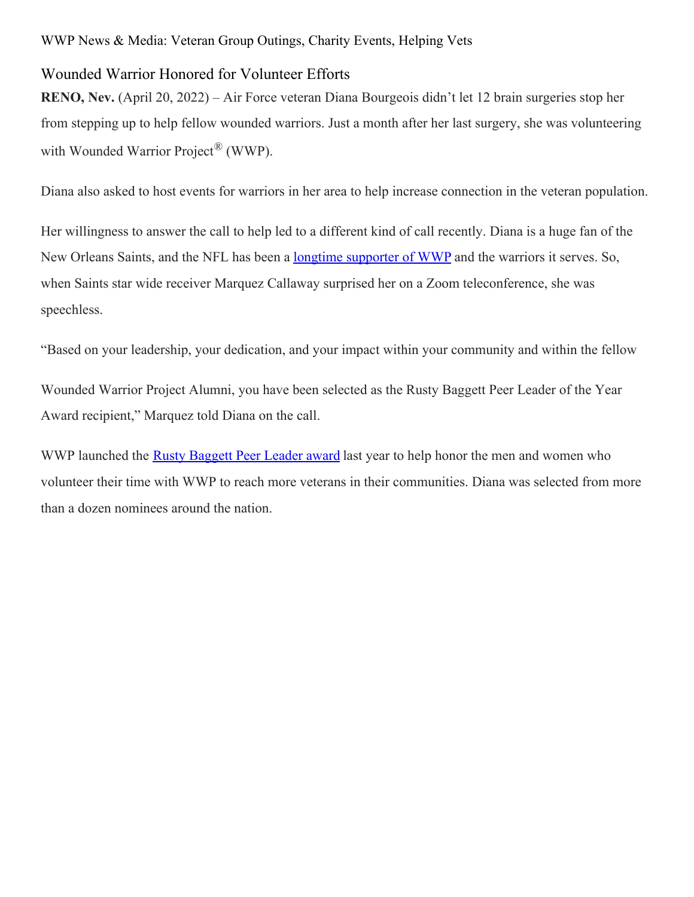WWP News & Media: Veteran Group Outings, Charity Events, Helping Vets

## Wounded Warrior Honored for Volunteer Efforts

**RENO, Nev.** (April 20, 2022) – Air Force veteran Diana Bourgeois didn't let 12 brain surgeries stop her from stepping up to help fellow wounded warriors. Just a month after her last surgery, she was volunteering with Wounded Warrior Project® (WWP).

Diana also asked to host events for warriors in her area to help increase connection in the veteran population.

Her willingness to answer the call to help led to a different kind of call recently. Diana is a huge fan of the New Orleans Saints, and the NFL has been a longtime supporter of WWP and the warriors it serves. So, when Saints star wide receiver Marquez Callaway surprised her on a Zoom teleconference, she was speechless.

"Based on your leadership, your dedication, and your impact within your community and within the fellow Wounded Warrior Project Alumni, you have been selected as the Rusty Baggett Peer Leader of the Year Award recipient," Marquez told Diana on the call.

WWP launched the Rusty Baggett Peer Leader award last year to help honor the men and women who volunteer their time with WWP to reach more veterans in their communities. Diana was selected from more than a dozen nominees around the nation.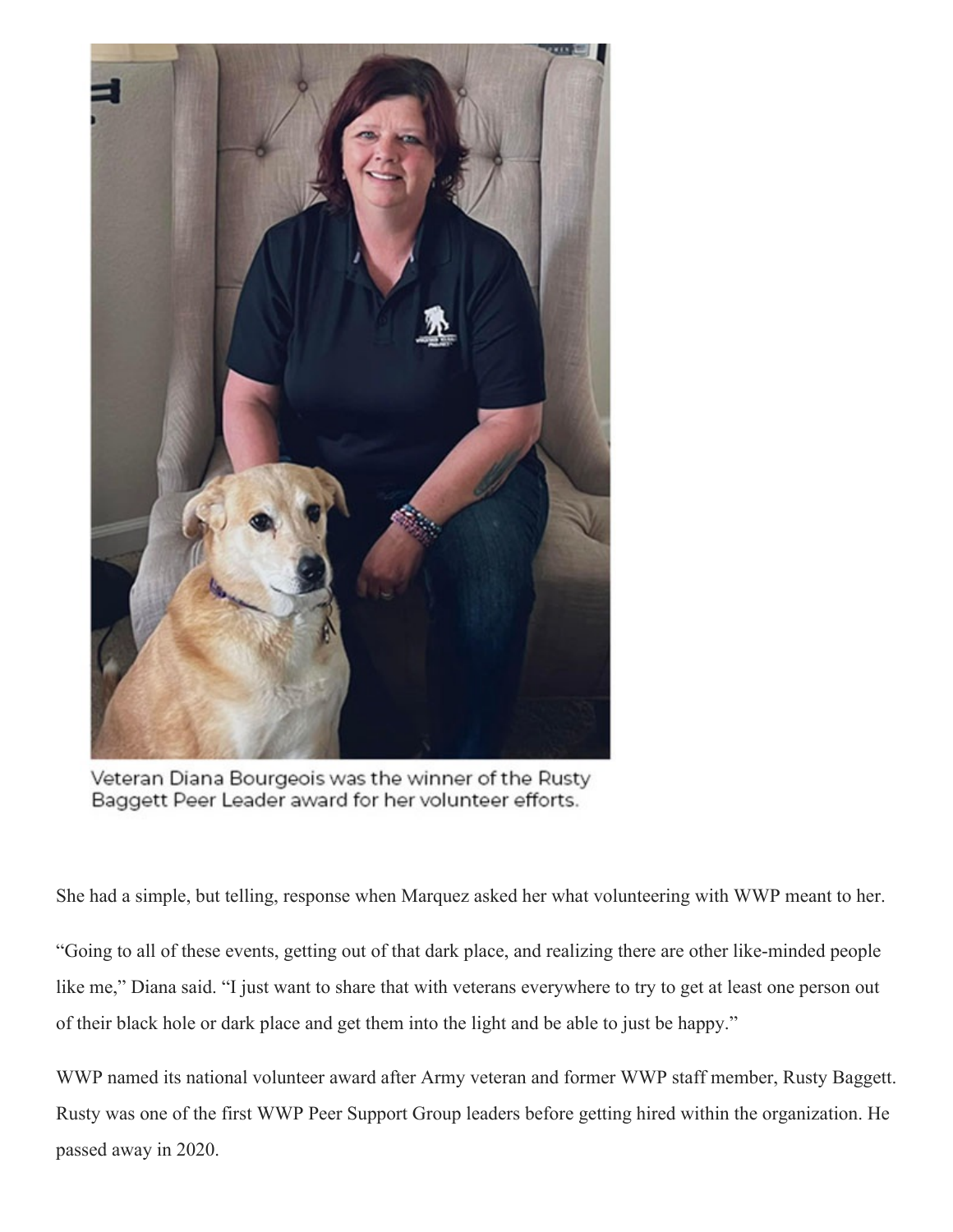Veteran Diana Bourgeois was the winner of the Rusty Baggett Peer Leader award for her volunteer efforts.

She had a simple, but telling, response when Marquez asked her what volunteering with WWP meant to her.

"Going to all of these events, getting out of that dark place, and realizing there are other like-minded people like me," Diana said. "I just want to share that with veterans everywhere to try to get at least one person out of their black hole or dark place and get them into the light and be able to just be happy."

WWP named its national volunteer award after Army veteran and former WWP staff member, Rusty Baggett. Rusty was one of the first WWP Peer Support Group leaders before getting hired within the organization. He passed away in 2020.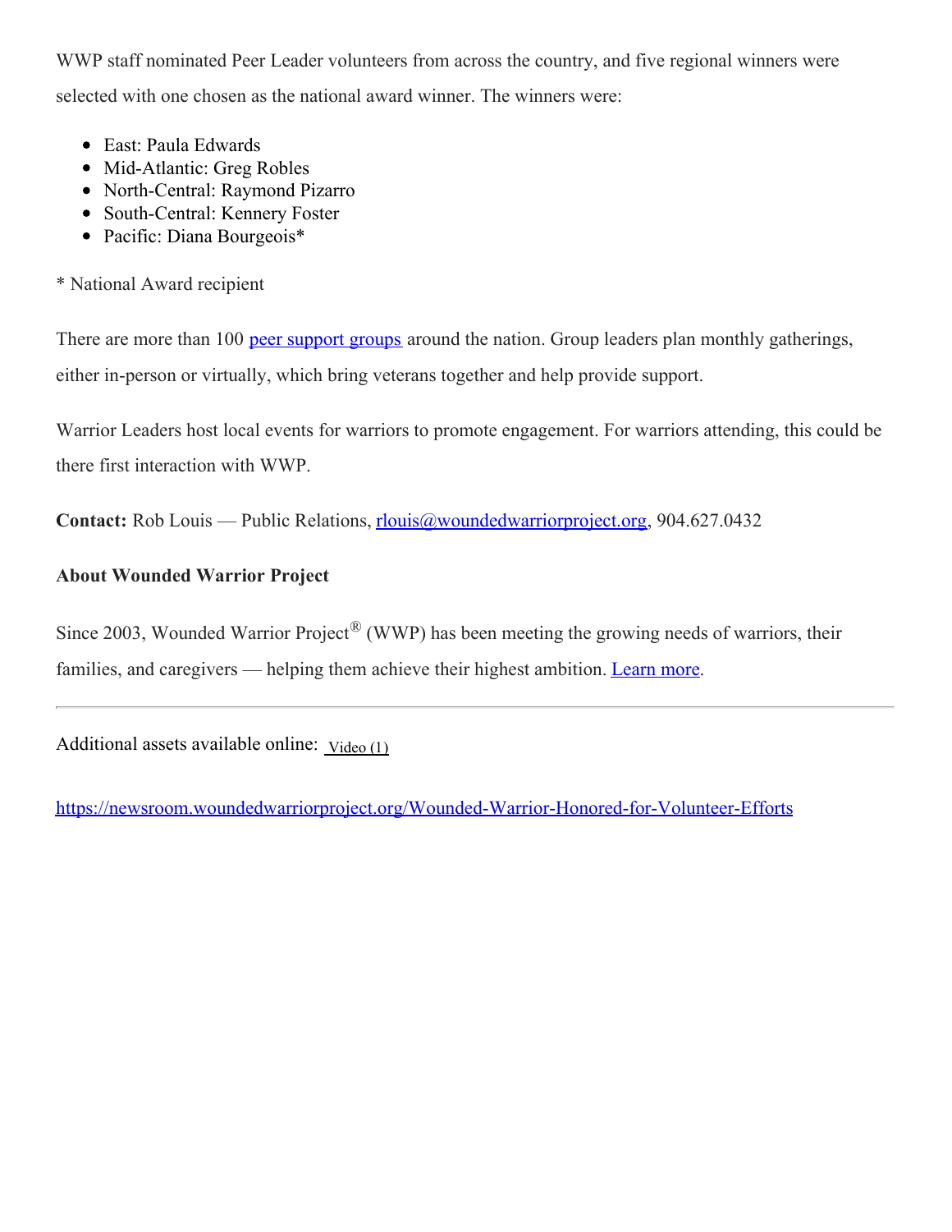WWP staff nominated Peer Leader volunteers from across the country, and five regional winners were selected with one chosen as the national award winner. The winners were:

- East: Paula Edwards
- Mid-Atlantic: Greg Robles
- North-Central: Raymond Pizarro
- South-Central: Kennery Foster
- Pacific: Diana Bourgeois*

* National Award recipient

There are more than 100 [peer support groups](#) around the nation. Group leaders plan monthly gatherings, either in-person or virtually, which bring veterans together and help provide support.

Warrior Leaders host local events for warriors to promote engagement. For warriors attending, this could be there first interaction with WWP.

**Contact:** Rob Louis — Public Relations, [rlouis@woundedwarriorproject.org](mailto:rlouis@woundedwarriorproject.org), 904.627.0432

**About Wounded Warrior Project**

Since 2003, Wounded Warrior Project® (WWP) has been meeting the growing needs of warriors, their families, and caregivers — helping them achieve their highest ambition. [Learn more](#).

---

Additional assets available online: [Video (1)](#)

[https://newsroom.woundedwarriorproject.org/Wounded-Warrior-Honored-for-Volunteer-Efforts](https://newsroom.woundedwarriorproject.org/Wounded-Warrior-Honored-for-Volunteer-Efforts)